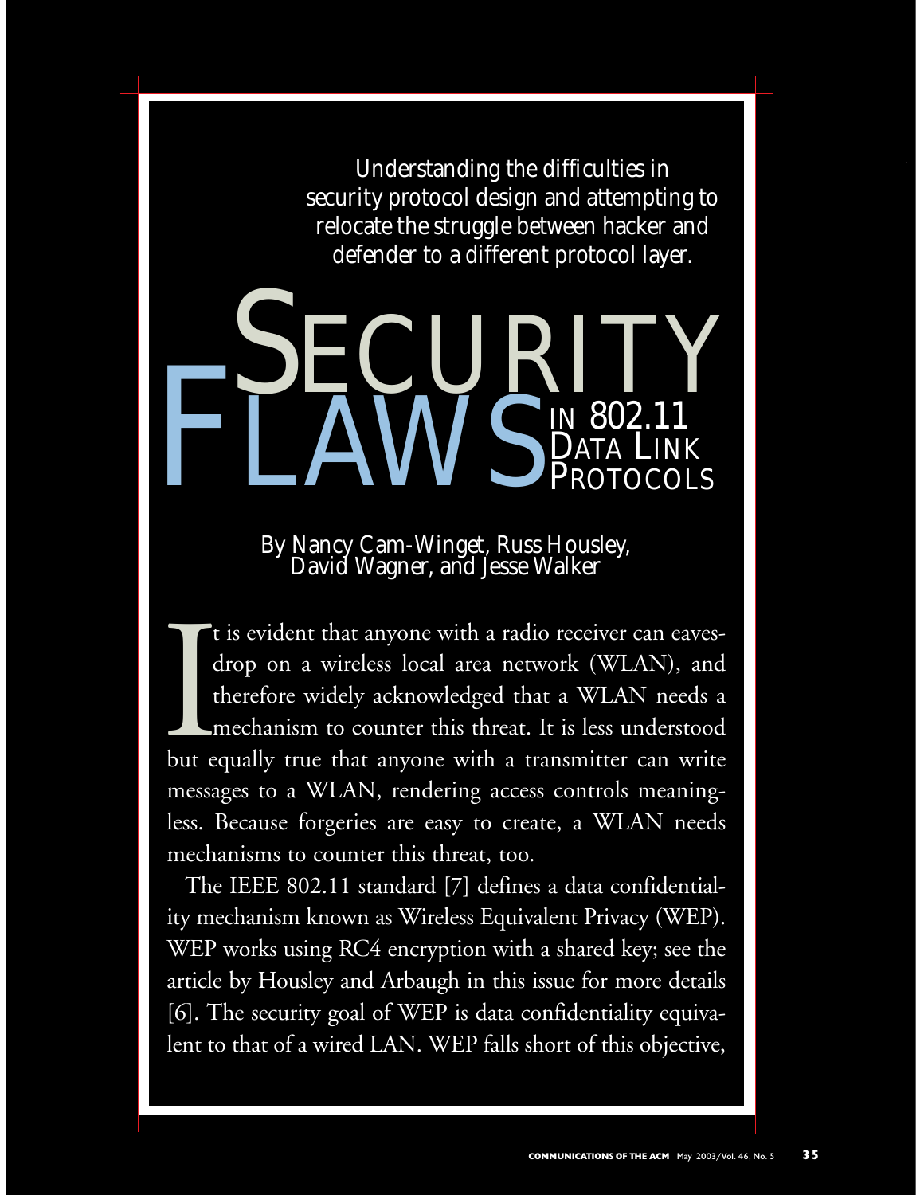Understanding the difficulties in security protocol design and attempting to relocate the struggle between hacker and defender to a different protocol layer.

# Security Flaws in 802.11 Data Link Protocols

By Nancy Cam-Winget, Russ Housley, David Wagner, and Jesse Walker

It is evident that anyone with a radio receiver can eavesdrop on a wireless local area network (WLAN), and therefore widely acknowledged that a WLAN needs a mechanism to counter this threat. It is less understood but equally true that anyone with a transmitter can write messages to a WLAN, rendering access controls meaningless. Because forgeries are easy to create, a WLAN needs mechanisms to counter this threat, too.

The IEEE 802.11 standard [7] defines a data confidentiality mechanism known as Wireless Equivalent Privacy (WEP). WEP works using RC4 encryption with a shared key; see the article by Housley and Arbaugh in this issue for more details [6]. The security goal of WEP is data confidentiality equivalent to that of a wired LAN. WEP falls short of this objective,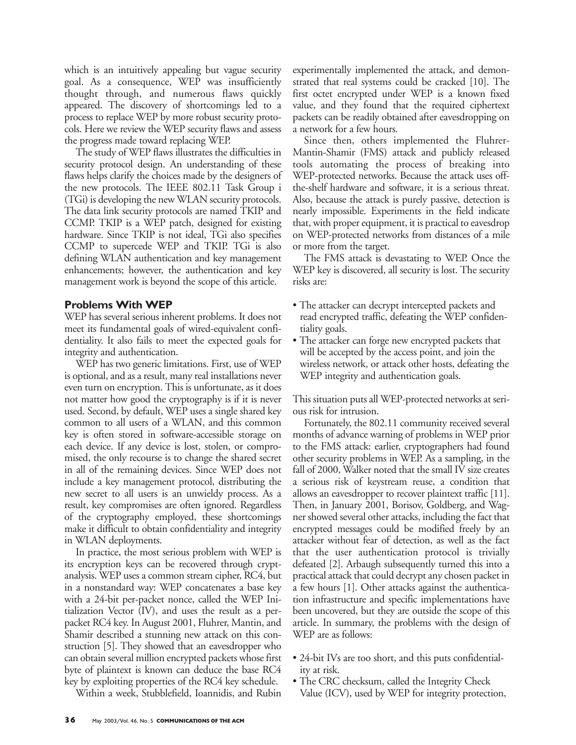which is an intuitively appealing but vague security goal. As a consequence, WEP was insufficiently thought through, and numerous flaws quickly appeared. The discovery of shortcomings led to a process to replace WEP by more robust security protocols. Here we review the WEP security flaws and assess the progress made toward replacing WEP.

The study of WEP flaws illustrates the difficulties in security protocol design. An understanding of these flaws helps clarify the choices made by the designers of the new protocols. The IEEE 802.11 Task Group i (TGi) is developing the new WLAN security protocols. The data link security protocols are named TKIP and CCMP. TKIP is a WEP patch, designed for existing hardware. Since TKIP is not ideal, TGi also specifies CCMP to supercede WEP and TKIP. TGi is also defining WLAN authentication and key management enhancements; however, the authentication and key management work is beyond the scope of this article.

## Problems With WEP

WEP has several serious inherent problems. It does not meet its fundamental goals of wired-equivalent confidentiality. It also fails to meet the expected goals for integrity and authentication.

WEP has two generic limitations. First, use of WEP is optional, and as a result, many real installations never even turn on encryption. This is unfortunate, as it does not matter how good the cryptography is if it is never used. Second, by default, WEP uses a single shared key common to all users of a WLAN, and this common key is often stored in software-accessible storage on each device. If any device is lost, stolen, or compromised, the only recourse is to change the shared secret in all of the remaining devices. Since WEP does not include a key management protocol, distributing the new secret to all users is an unwieldy process. As a result, key compromises are often ignored. Regardless of the cryptography employed, these shortcomings make it difficult to obtain confidentiality and integrity in WLAN deployments.

In practice, the most serious problem with WEP is its encryption keys can be recovered through cryptanalysis. WEP uses a common stream cipher, RC4, but in a nonstandard way: WEP concatenates a base key with a 24-bit per-packet nonce, called the WEP Initialization Vector (IV), and uses the result as a per-packet RC4 key. In August 2001, Fluhrer, Mantin, and Shamir described a stunning new attack on this construction [5]. They showed that an eavesdropper who can obtain several million encrypted packets whose first byte of plaintext is known can deduce the base RC4 key by exploiting properties of the RC4 key schedule.

Within a week, Stubblefield, Ioannidis, and Rubin experimentally implemented the attack, and demonstrated that real systems could be cracked [10]. The first octet encrypted under WEP is a known fixed value, and they found that the required ciphertext packets can be readily obtained after eavesdropping on a network for a few hours.

Since then, others implemented the Fluhrer-Mantin-Shamir (FMS) attack and publicly released tools automating the process of breaking into WEP-protected networks. Because the attack uses off-the-shelf hardware and software, it is a serious threat. Also, because the attack is purely passive, detection is nearly impossible. Experiments in the field indicate that, with proper equipment, it is practical to eavesdrop on WEP-protected networks from distances of a mile or more from the target.

The FMS attack is devastating to WEP. Once the WEP key is discovered, all security is lost. The security risks are:

- The attacker can decrypt intercepted packets and read encrypted traffic, defeating the WEP confidentiality goals.
- The attacker can forge new encrypted packets that will be accepted by the access point, and join the wireless network, or attack other hosts, defeating the WEP integrity and authentication goals.

This situation puts all WEP-protected networks at serious risk for intrusion.

Fortunately, the 802.11 community received several months of advance warning of problems in WEP prior to the FMS attack: earlier, cryptographers had found other security problems in WEP. As a sampling, in the fall of 2000, Walker noted that the small IV size creates a serious risk of keystream reuse, a condition that allows an eavesdropper to recover plaintext traffic [11]. Then, in January 2001, Borisov, Goldberg, and Wagner showed several other attacks, including the fact that encrypted messages could be modified freely by an attacker without fear of detection, as well as the fact that the user authentication protocol is trivially defeated [2]. Arbaugh subsequently turned this into a practical attack that could decrypt any chosen packet in a few hours [1]. Other attacks against the authentication infrastructure and specific implementations have been uncovered, but they are outside the scope of this article. In summary, the problems with the design of WEP are as follows:

- 24-bit IVs are too short, and this puts confidentiality at risk.
- The CRC checksum, called the Integrity Check Value (ICV), used by WEP for integrity protection,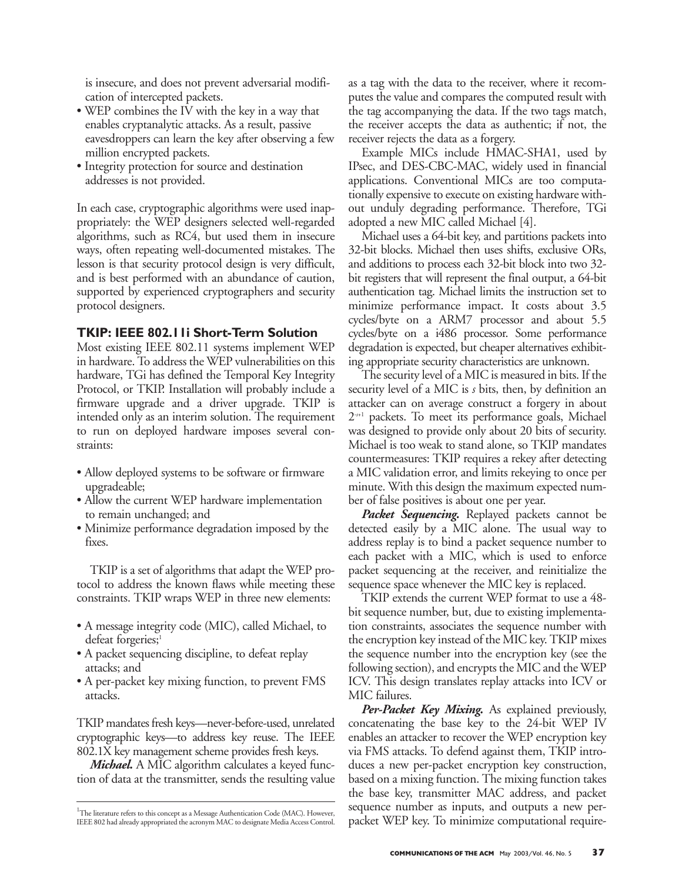is insecure, and does not prevent adversarial modification of intercepted packets.

- WEP combines the IV with the key in a way that enables cryptanalytic attacks. As a result, passive eavesdroppers can learn the key after observing a few million encrypted packets.
- Integrity protection for source and destination addresses is not provided.

In each case, cryptographic algorithms were used inappropriately: the WEP designers selected well-regarded algorithms, such as RC4, but used them in insecure ways, often repeating well-documented mistakes. The lesson is that security protocol design is very difficult, and is best performed with an abundance of caution, supported by experienced cryptographers and security protocol designers.

### TKIP: IEEE 802.11i Short-Term Solution

Most existing IEEE 802.11 systems implement WEP in hardware. To address the WEP vulnerabilities on this hardware, TGi has defined the Temporal Key Integrity Protocol, or TKIP. Installation will probably include a firmware upgrade and a driver upgrade. TKIP is intended only as an interim solution. The requirement to run on deployed hardware imposes several constraints:

- Allow deployed systems to be software or firmware upgradeable;
- Allow the current WEP hardware implementation to remain unchanged; and
- Minimize performance degradation imposed by the fixes.

TKIP is a set of algorithms that adapt the WEP protocol to address the known flaws while meeting these constraints. TKIP wraps WEP in three new elements:

- A message integrity code (MIC), called Michael, to defeat forgeries;[1]
- A packet sequencing discipline, to defeat replay attacks; and
- A per-packet key mixing function, to prevent FMS attacks.

TKIP mandates fresh keys—never-before-used, unrelated cryptographic keys—to address key reuse. The IEEE 802.1X key management scheme provides fresh keys.

***Michael.*** A MIC algorithm calculates a keyed function of data at the transmitter, sends the resulting value as a tag with the data to the receiver, where it recomputes the value and compares the computed result with the tag accompanying the data. If the two tags match, the receiver accepts the data as authentic; if not, the receiver rejects the data as a forgery.

Example MICs include HMAC-SHA1, used by IPsec, and DES-CBC-MAC, widely used in financial applications. Conventional MICs are too computationally expensive to execute on existing hardware without unduly degrading performance. Therefore, TGi adopted a new MIC called Michael [4].

Michael uses a 64-bit key, and partitions packets into 32-bit blocks. Michael then uses shifts, exclusive ORs, and additions to process each 32-bit block into two 32-bit registers that will represent the final output, a 64-bit authentication tag. Michael limits the instruction set to minimize performance impact. It costs about 3.5 cycles/byte on a ARM7 processor and about 5.5 cycles/byte on a i486 processor. Some performance degradation is expected, but cheaper alternatives exhibiting appropriate security characteristics are unknown.

The security level of a MIC is measured in bits. If the security level of a MIC is *s* bits, then, by definition an attacker can on average construct a forgery in about $2^{s+1}$ packets. To meet its performance goals, Michael was designed to provide only about 20 bits of security. Michael is too weak to stand alone, so TKIP mandates countermeasures: TKIP requires a rekey after detecting a MIC validation error, and limits rekeying to once per minute. With this design the maximum expected number of false positives is about one per year.

***Packet Sequencing.*** Replayed packets cannot be detected easily by a MIC alone. The usual way to address replay is to bind a packet sequence number to each packet with a MIC, which is used to enforce packet sequencing at the receiver, and reinitialize the sequence space whenever the MIC key is replaced.

TKIP extends the current WEP format to use a 48-bit sequence number, but, due to existing implementation constraints, associates the sequence number with the encryption key instead of the MIC key. TKIP mixes the sequence number into the encryption key (see the following section), and encrypts the MIC and the WEP ICV. This design translates replay attacks into ICV or MIC failures.

***Per-Packet Key Mixing.*** As explained previously, concatenating the base key to the 24-bit WEP IV enables an attacker to recover the WEP encryption key via FMS attacks. To defend against them, TKIP introduces a new per-packet encryption key construction, based on a mixing function. The mixing function takes the base key, transmitter MAC address, and packet sequence number as inputs, and outputs a new per-packet WEP key. To minimize computational require-

---

[1] The literature refers to this concept as a Message Authentication Code (MAC). However, IEEE 802 had already appropriated the acronym MAC to designate Media Access Control.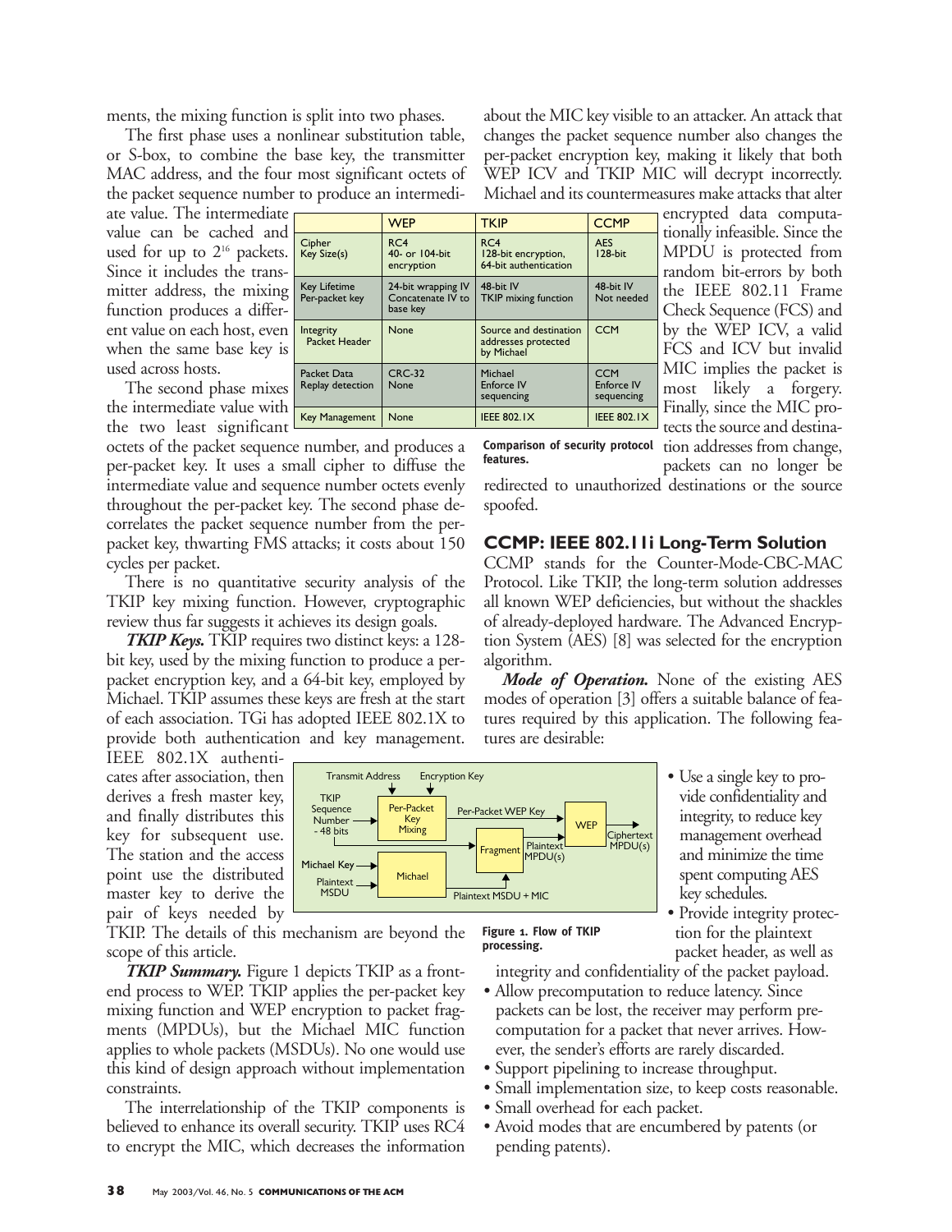ments, the mixing function is split into two phases.

The first phase uses a nonlinear substitution table, or S-box, to combine the base key, the transmitter MAC address, and the four most significant octets of the packet sequence number to produce an intermediate value. The intermediate value can be cached and used for up to $2^{16}$ packets. Since it includes the transmitter address, the mixing function produces a different value on each host, even when the same base key is used across hosts.

The second phase mixes the intermediate value with the two least significant octets of the packet sequence number, and produces a per-packet key. It uses a small cipher to diffuse the intermediate value and sequence number octets evenly throughout the per-packet key. The second phase decorrelates the packet sequence number from the per-packet key, thwarting FMS attacks; it costs about 150 cycles per packet.

There is no quantitative security analysis of the TKIP key mixing function. However, cryptographic review thus far suggests it achieves its design goals.

***TKIP Keys.*** TKIP requires two distinct keys: a 128-bit key, used by the mixing function to produce a per-packet encryption key, and a 64-bit key, employed by Michael. TKIP assumes these keys are fresh at the start of each association. TGi has adopted IEEE 802.1X to provide both authentication and key management. IEEE 802.1X authenticates after association, then derives a fresh master key, and finally distributes this key for subsequent use. The station and the access point use the distributed master key to derive the pair of keys needed by TKIP. The details of this mechanism are beyond the scope of this article.

Figure 1. Flow of TKIP processing.

***TKIP Summary.*** Figure 1 depicts TKIP as a front-end process to WEP. TKIP applies the per-packet key mixing function and WEP encryption to packet fragments (MPDUs), but the Michael MIC function applies to whole packets (MSDUs). No one would use this kind of design approach without implementation constraints.

The interrelationship of the TKIP components is believed to enhance its overall security. TKIP uses RC4 to encrypt the MIC, which decreases the information about the MIC key visible to an attacker. An attack that changes the packet sequence number also changes the per-packet encryption key, making it likely that both WEP ICV and TKIP MIC will decrypt incorrectly. Michael and its countermeasures make attacks that alter encrypted data computationally infeasible. Since the MPDU is protected from random bit-errors by both the IEEE 802.11 Frame Check Sequence (FCS) and by the WEP ICV, a valid FCS and ICV but invalid MIC implies the packet is most likely a forgery. Finally, since the MIC protects the source and destination addresses from change, packets can no longer be redirected to unauthorized destinations or the source spoofed.

| | WEP | TKIP | CCMP |
|---|---|---|---|
| Cipher<br>Key Size(s) | RC4<br>40- or 104-bit encryption | RC4<br>128-bit encryption, 64-bit authentication | AES<br>128-bit |
| Key Lifetime<br>Per-packet key | 24-bit wrapping IV<br>Concatenate IV to base key | 48-bit IV<br>TKIP mixing function | 48-bit IV<br>Not needed |
| Integrity<br>Packet Header | None | Source and destination addresses protected by Michael | CCM |
| Packet Data<br>Replay detection | CRC-32<br>None | Michael<br>Enforce IV sequencing | CCM<br>Enforce IV sequencing |
| Key Management | None | IEEE 802.1X | IEEE 802.1X |

Comparison of security protocol features.

## CCMP: IEEE 802.11i Long-Term Solution

CCMP stands for the Counter-Mode-CBC-MAC Protocol. Like TKIP, the long-term solution addresses all known WEP deficiencies, but without the shackles of already-deployed hardware. The Advanced Encryption System (AES) [8] was selected for the encryption algorithm.

***Mode of Operation.*** None of the existing AES modes of operation [3] offers a suitable balance of features required by this application. The following features are desirable:

- Use a single key to provide confidentiality and integrity, to reduce key management overhead and minimize the time spent computing AES key schedules.
- Provide integrity protection for the plaintext packet header, as well as integrity and confidentiality of the packet payload.
- Allow precomputation to reduce latency. Since packets can be lost, the receiver may perform precomputation for a packet that never arrives. However, the sender's efforts are rarely discarded.
- Support pipelining to increase throughput.
- Small implementation size, to keep costs reasonable.
- Small overhead for each packet.
- Avoid modes that are encumbered by patents (or pending patents).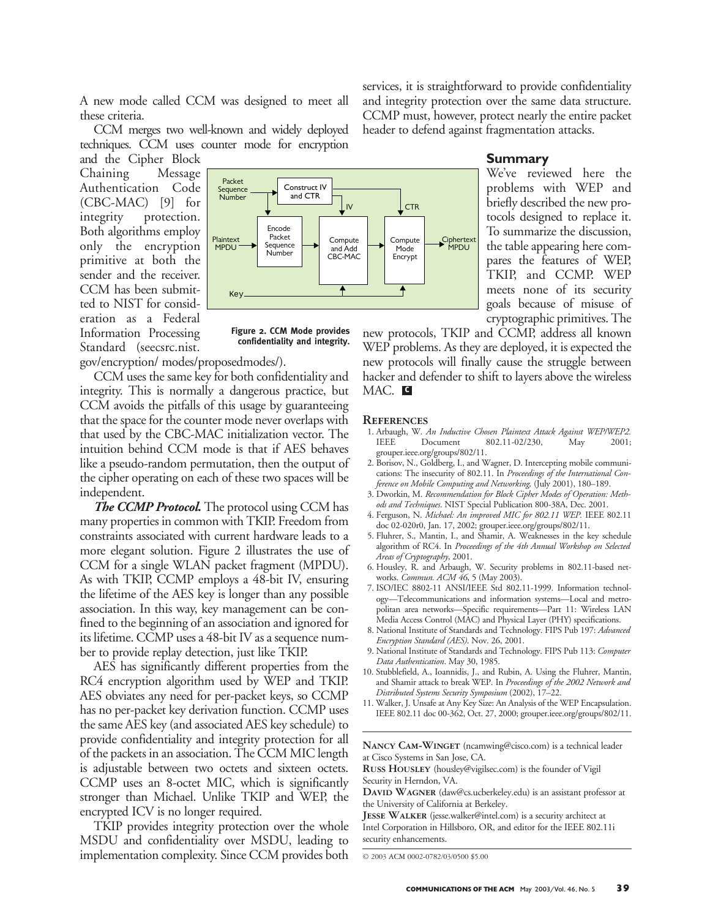A new mode called CCM was designed to meet all these criteria.

CCM merges two well-known and widely deployed techniques. CCM uses counter mode for encryption and the Cipher Block Chaining Message Authentication Code (CBC-MAC) [9] for integrity protection. Both algorithms employ only the encryption primitive at both the sender and the receiver. CCM has been submitted to NIST for consideration as a Federal Information Processing Standard (seecsrc.nist.gov/encryption/ modes/proposedmodes/).

Packet Sequence Number

Construct IV and CTR

IV

CTR

Plaintext MPDU

Encode Packet Sequence Number

Compute and Add CBC-MAC

Compute Mode Encrypt

Ciphertext MPDU

Key

**Figure 2. CCM Mode provides confidentiality and integrity.**

CCM uses the same key for both confidentiality and integrity. This is normally a dangerous practice, but CCM avoids the pitfalls of this usage by guaranteeing that the space for the counter mode never overlaps with that used by the CBC-MAC initialization vector. The intuition behind CCM mode is that if AES behaves like a pseudo-random permutation, then the output of the cipher operating on each of these two spaces will be independent.

***The CCMP Protocol.*** The protocol using CCM has many properties in common with TKIP. Freedom from constraints associated with current hardware leads to a more elegant solution. Figure 2 illustrates the use of CCM for a single WLAN packet fragment (MPDU). As with TKIP, CCMP employs a 48-bit IV, ensuring the lifetime of the AES key is longer than any possible association. In this way, key management can be confined to the beginning of an association and ignored for its lifetime. CCMP uses a 48-bit IV as a sequence number to provide replay detection, just like TKIP.

AES has significantly different properties from the RC4 encryption algorithm used by WEP and TKIP. AES obviates any need for per-packet keys, so CCMP has no per-packet key derivation function. CCMP uses the same AES key (and associated AES key schedule) to provide confidentiality and integrity protection for all of the packets in an association. The CCM MIC length is adjustable between two octets and sixteen octets. CCMP uses an 8-octet MIC, which is significantly stronger than Michael. Unlike TKIP and WEP, the encrypted ICV is no longer required.

TKIP provides integrity protection over the whole MSDU and confidentiality over MSDU, leading to implementation complexity. Since CCM provides both services, it is straightforward to provide confidentiality and integrity protection over the same data structure. CCMP must, however, protect nearly the entire packet header to defend against fragmentation attacks.

## Summary

We've reviewed here the problems with WEP and briefly described the new protocols designed to replace it. To summarize the discussion, the table appearing here compares the features of WEP, TKIP, and CCMP. WEP meets none of its security goals because of misuse of cryptographic primitives. The new protocols, TKIP and CCMP, address all known WEP problems. As they are deployed, it is expected the new protocols will finally cause the struggle between hacker and defender to shift to layers above the wireless MAC. **C**

## References

1. Arbaugh, W. *An Inductive Chosen Plaintext Attack Against WEP/WEP2.* IEEE Document 802.11-02/230, May 2001; grouper.ieee.org/groups/802/11.
2. Borisov, N., Goldberg, I., and Wagner, D. Intercepting mobile communications: The insecurity of 802.11. In *Proceedings of the International Conference on Mobile Computing and Networking,* (July 2001), 180–189.
3. Dworkin, M. *Recommendation for Block Cipher Modes of Operation: Methods and Techniques*. NIST Special Publication 800-38A, Dec. 2001.
4. Ferguson, N. *Michael: An improved MIC for 802.11 WEP.* IEEE 802.11 doc 02-020r0, Jan. 17, 2002; grouper.ieee.org/groups/802/11.
5. Fluhrer, S., Mantin, I., and Shamir, A. Weaknesses in the key schedule algorithm of RC4. In *Proceedings of the 4th Annual Workshop on Selected Areas of Cryptography*, 2001.
6. Housley, R. and Arbaugh, W. Security problems in 802.11-based networks. *Commun. ACM 46*, 5 (May 2003).
7. ISO/IEC 8802-11 ANSI/IEEE Std 802.11-1999. Information technology—Telecommunications and information systems—Local and metropolitan area networks—Specific requirements—Part 11: Wireless LAN Media Access Control (MAC) and Physical Layer (PHY) specifications.
8. National Institute of Standards and Technology. FIPS Pub 197: *Advanced Encryption Standard (AES)*. Nov. 26, 2001.
9. National Institute of Standards and Technology. FIPS Pub 113: *Computer Data Authentication*. May 30, 1985.
10. Stubblefield, A., Ioannidis, J., and Rubin, A. Using the Fluhrer, Mantin, and Shamir attack to break WEP. In *Proceedings of the 2002 Network and Distributed Systems Security Symposium* (2002), 17–22.
11. Walker, J. Unsafe at Any Key Size: An Analysis of the WEP Encapsulation. IEEE 802.11 doc 00-362, Oct. 27, 2000; grouper.ieee.org/groups/802/11.

---

**Nancy Cam-Winget** (ncamwing@cisco.com) is a technical leader at Cisco Systems in San Jose, CA.

**Russ Housley** (housley@vigilsec.com) is the founder of Vigil Security in Herndon, VA.

**David Wagner** (daw@cs.ucberkeley.edu) is an assistant professor at the University of California at Berkeley.

**Jesse Walker** (jesse.walker@intel.com) is a security architect at Intel Corporation in Hillsboro, OR, and editor for the IEEE 802.11i security enhancements.

---

© 2003 ACM 0002-0782/03/0500 $5.00